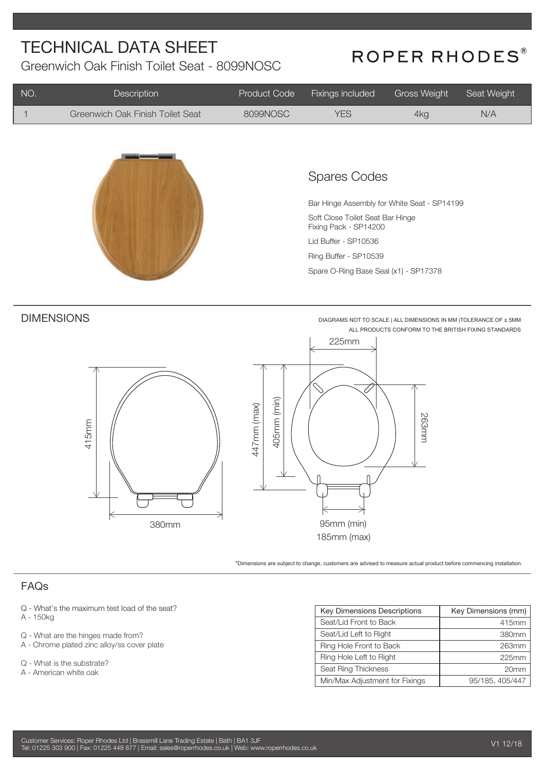# TECHNICAL DATA SHEET

## Greenwich Oak Finish Toilet Seat - 8099NOSC

ROPER RHODES®

| NO. | Description | Product Code | Fixings included | Gross Weight | Seat Weight |
|---|---|---|---|---|---|
| 1 | Greenwich Oak Finish Toilet Seat | 8099NOSC | YES | 4kg | N/A |

## Spares Codes

Bar Hinge Assembly for White Seat - SP14199

Soft Close Toilet Seat Bar Hinge Fixing Pack - SP14200

Lid Buffer - SP10536

Ring Buffer - SP10539

Spare O-Ring Base Seal (x1) - SP17378

## DIMENSIONS

DIAGRAMS NOT TO SCALE | ALL DIMENSIONS IN MM |TOLERANCE OF ± 5MM
ALL PRODUCTS CONFORM TO THE BRITISH FIXING STANDARDS

415mm

380mm

447mm (max)

405mm (min)

225mm

263mm

95mm (min)

185mm (max)

*Dimensions are subject to change, customers are advised to measure actual product before commencing installation.

## FAQs

Q - What's the maximum test load of the seat?
A - 150kg

Q - What are the hinges made from?
A - Chrome plated zinc alloy/ss cover plate

Q - What is the substrate?
A - American white oak

| Key Dimensions Descriptions | Key Dimensions (mm) |
|---|---|
| Seat/Lid Front to Back | 415mm |
| Seat/Lid Left to Right | 380mm |
| Ring Hole Front to Back | 263mm |
| Ring Hole Left to Right | 225mm |
| Seat Ring Thickness | 20mm |
| Min/Max Adjustment for Fixings | 95/185, 405/447 |

Customer Services: Roper Rhodes Ltd | Brassmill Lane Trading Estate | Bath | BA1 3JF
Tel: 01225 303 900 | Fax: 01225 448 877 | Email: sales@roperrhodes.co.uk | Web: www.roperrhodes.co.uk

V1 12/18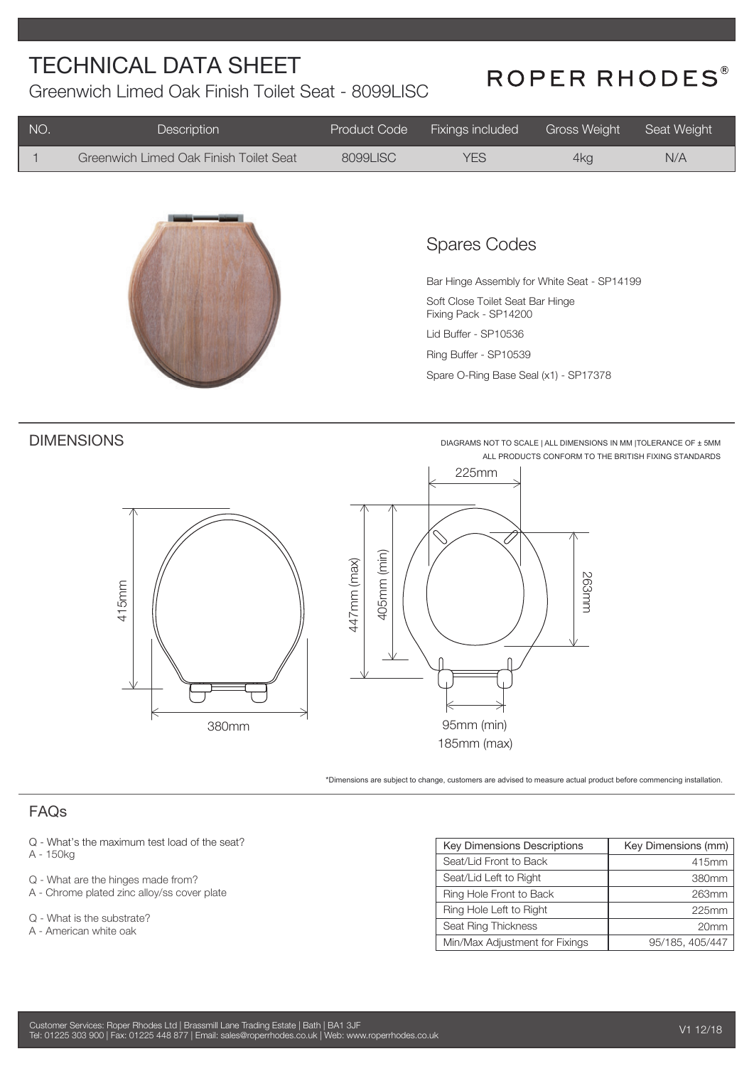# TECHNICAL DATA SHEET

Greenwich Limed Oak Finish Toilet Seat - 8099LISC

ROPER RHODES®

| NO. | Description | Product Code | Fixings included | Gross Weight | Seat Weight |
|---|---|---|---|---|---|
| 1 | Greenwich Limed Oak Finish Toilet Seat | 8099LISC | YES | 4kg | N/A |

## Spares Codes

Bar Hinge Assembly for White Seat - SP14199

Soft Close Toilet Seat Bar Hinge Fixing Pack - SP14200

Lid Buffer - SP10536

Ring Buffer - SP10539

Spare O-Ring Base Seal (x1) - SP17378

## DIMENSIONS

DIAGRAMS NOT TO SCALE | ALL DIMENSIONS IN MM |TOLERANCE OF ± 5MM
ALL PRODUCTS CONFORM TO THE BRITISH FIXING STANDARDS

415mm

380mm

225mm

447mm (max)

405mm (min)

263mm

95mm (min)

185mm (max)

*Dimensions are subject to change, customers are advised to measure actual product before commencing installation.

## FAQs

Q - What's the maximum test load of the seat?
A - 150kg

Q - What are the hinges made from?
A - Chrome plated zinc alloy/ss cover plate

Q - What is the substrate?
A - American white oak

| Key Dimensions Descriptions | Key Dimensions (mm) |
|---|---|
| Seat/Lid Front to Back | 415mm |
| Seat/Lid Left to Right | 380mm |
| Ring Hole Front to Back | 263mm |
| Ring Hole Left to Right | 225mm |
| Seat Ring Thickness | 20mm |
| Min/Max Adjustment for Fixings | 95/185, 405/447 |

Customer Services: Roper Rhodes Ltd | Brassmill Lane Trading Estate | Bath | BA1 3JF
Tel: 01225 303 900 | Fax: 01225 448 877 | Email: sales@roperrhodes.co.uk | Web: www.roperrhodes.co.uk

V1 12/18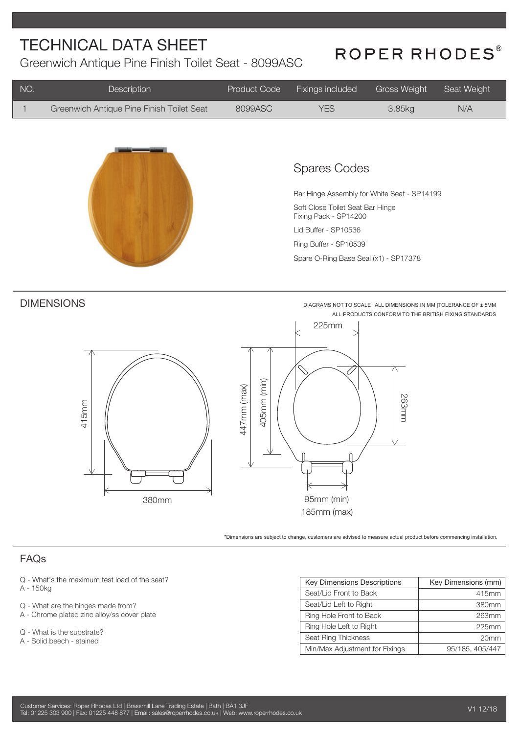# TECHNICAL DATA SHEET

Greenwich Antique Pine Finish Toilet Seat - 8099ASC

ROPER RHODES®

| NO. | Description | Product Code | Fixings included | Gross Weight | Seat Weight |
|---|---|---|---|---|---|
| 1 | Greenwich Antique Pine Finish Toilet Seat | 8099ASC | YES | 3.85kg | N/A |

## Spares Codes

Bar Hinge Assembly for White Seat - SP14199

Soft Close Toilet Seat Bar Hinge Fixing Pack - SP14200

Lid Buffer - SP10536

Ring Buffer - SP10539

Spare O-Ring Base Seal (x1) - SP17378

## DIMENSIONS

DIAGRAMS NOT TO SCALE | ALL DIMENSIONS IN MM |TOLERANCE OF ± 5MM
ALL PRODUCTS CONFORM TO THE BRITISH FIXING STANDARDS

415mm

380mm

225mm

447mm (max)

405mm (min)

263mm

95mm (min)

185mm (max)

*Dimensions are subject to change, customers are advised to measure actual product before commencing installation.

## FAQs

Q - What's the maximum test load of the seat?
A - 150kg

Q - What are the hinges made from?
A - Chrome plated zinc alloy/ss cover plate

Q - What is the substrate?
A - Solid beech - stained

| Key Dimensions Descriptions | Key Dimensions (mm) |
|---|---|
| Seat/Lid Front to Back | 415mm |
| Seat/Lid Left to Right | 380mm |
| Ring Hole Front to Back | 263mm |
| Ring Hole Left to Right | 225mm |
| Seat Ring Thickness | 20mm |
| Min/Max Adjustment for Fixings | 95/185, 405/447 |

Customer Services: Roper Rhodes Ltd | Brassmill Lane Trading Estate | Bath | BA1 3JF
Tel: 01225 303 900 | Fax: 01225 448 877 | Email: sales@roperrhodes.co.uk | Web: www.roperrhodes.co.uk

V1 12/18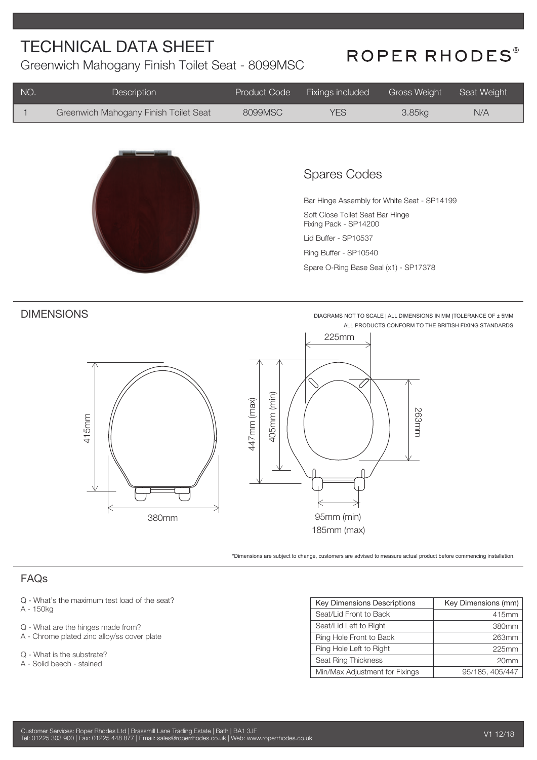# TECHNICAL DATA SHEET

Greenwich Mahogany Finish Toilet Seat - 8099MSC

ROPER RHODES®

| NO. | Description | Product Code | Fixings included | Gross Weight | Seat Weight |
|---|---|---|---|---|---|
| 1 | Greenwich Mahogany Finish Toilet Seat | 8099MSC | YES | 3.85kg | N/A |

## Spares Codes

Bar Hinge Assembly for White Seat - SP14199

Soft Close Toilet Seat Bar Hinge Fixing Pack - SP14200

Lid Buffer - SP10537

Ring Buffer - SP10540

Spare O-Ring Base Seal (x1) - SP17378

## DIMENSIONS

DIAGRAMS NOT TO SCALE | ALL DIMENSIONS IN MM |TOLERANCE OF ± 5MM
ALL PRODUCTS CONFORM TO THE BRITISH FIXING STANDARDS

415mm

380mm

225mm

447mm (max)

405mm (min)

263mm

95mm (min)
185mm (max)

*Dimensions are subject to change, customers are advised to measure actual product before commencing installation.

## FAQs

Q - What's the maximum test load of the seat?
A - 150kg

Q - What are the hinges made from?
A - Chrome plated zinc alloy/ss cover plate

Q - What is the substrate?
A - Solid beech - stained

| Key Dimensions Descriptions | Key Dimensions (mm) |
|---|---|
| Seat/Lid Front to Back | 415mm |
| Seat/Lid Left to Right | 380mm |
| Ring Hole Front to Back | 263mm |
| Ring Hole Left to Right | 225mm |
| Seat Ring Thickness | 20mm |
| Min/Max Adjustment for Fixings | 95/185, 405/447 |

Customer Services: Roper Rhodes Ltd | Brassmill Lane Trading Estate | Bath | BA1 3JF
Tel: 01225 303 900 | Fax: 01225 448 877 | Email: sales@roperrhodes.co.uk | Web: www.roperrhodes.co.uk

V1 12/18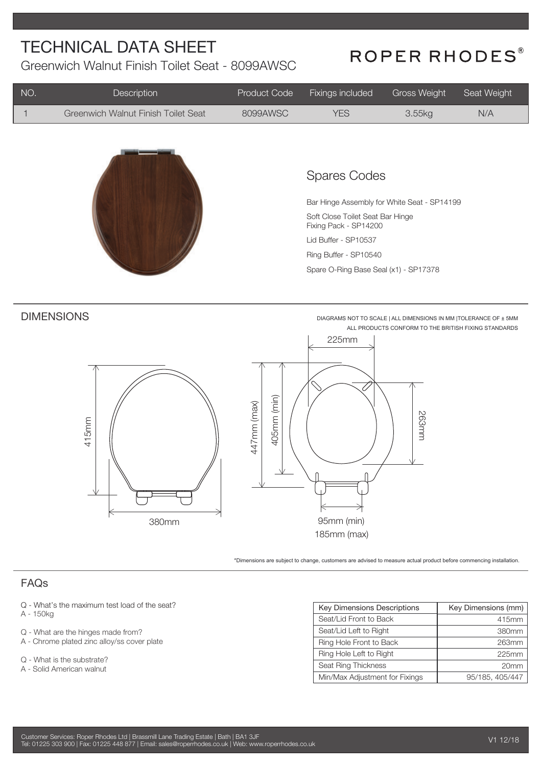# TECHNICAL DATA SHEET

Greenwich Walnut Finish Toilet Seat - 8099AWSC

ROPER RHODES®

| NO. | Description | Product Code | Fixings included | Gross Weight | Seat Weight |
|---|---|---|---|---|---|
| 1 | Greenwich Walnut Finish Toilet Seat | 8099AWSC | YES | 3.55kg | N/A |

## Spares Codes

Bar Hinge Assembly for White Seat - SP14199

Soft Close Toilet Seat Bar Hinge Fixing Pack - SP14200

Lid Buffer - SP10537

Ring Buffer - SP10540

Spare O-Ring Base Seal (x1) - SP17378

## DIMENSIONS

DIAGRAMS NOT TO SCALE | ALL DIMENSIONS IN MM |TOLERANCE OF ± 5MM

ALL PRODUCTS CONFORM TO THE BRITISH FIXING STANDARDS

415mm

380mm

225mm

447mm (max)

405mm (min)

263mm

95mm (min)

185mm (max)

*Dimensions are subject to change, customers are advised to measure actual product before commencing installation.

## FAQs

Q - What's the maximum test load of the seat?
A - 150kg

Q - What are the hinges made from?
A - Chrome plated zinc alloy/ss cover plate

Q - What is the substrate?
A - Solid American walnut

| Key Dimensions Descriptions | Key Dimensions (mm) |
|---|---|
| Seat/Lid Front to Back | 415mm |
| Seat/Lid Left to Right | 380mm |
| Ring Hole Front to Back | 263mm |
| Ring Hole Left to Right | 225mm |
| Seat Ring Thickness | 20mm |
| Min/Max Adjustment for Fixings | 95/185, 405/447 |

Customer Services: Roper Rhodes Ltd | Brassmill Lane Trading Estate | Bath | BA1 3JF
Tel: 01225 303 900 | Fax: 01225 448 877 | Email: sales@roperrhodes.co.uk | Web: www.roperrhodes.co.uk

V1 12/18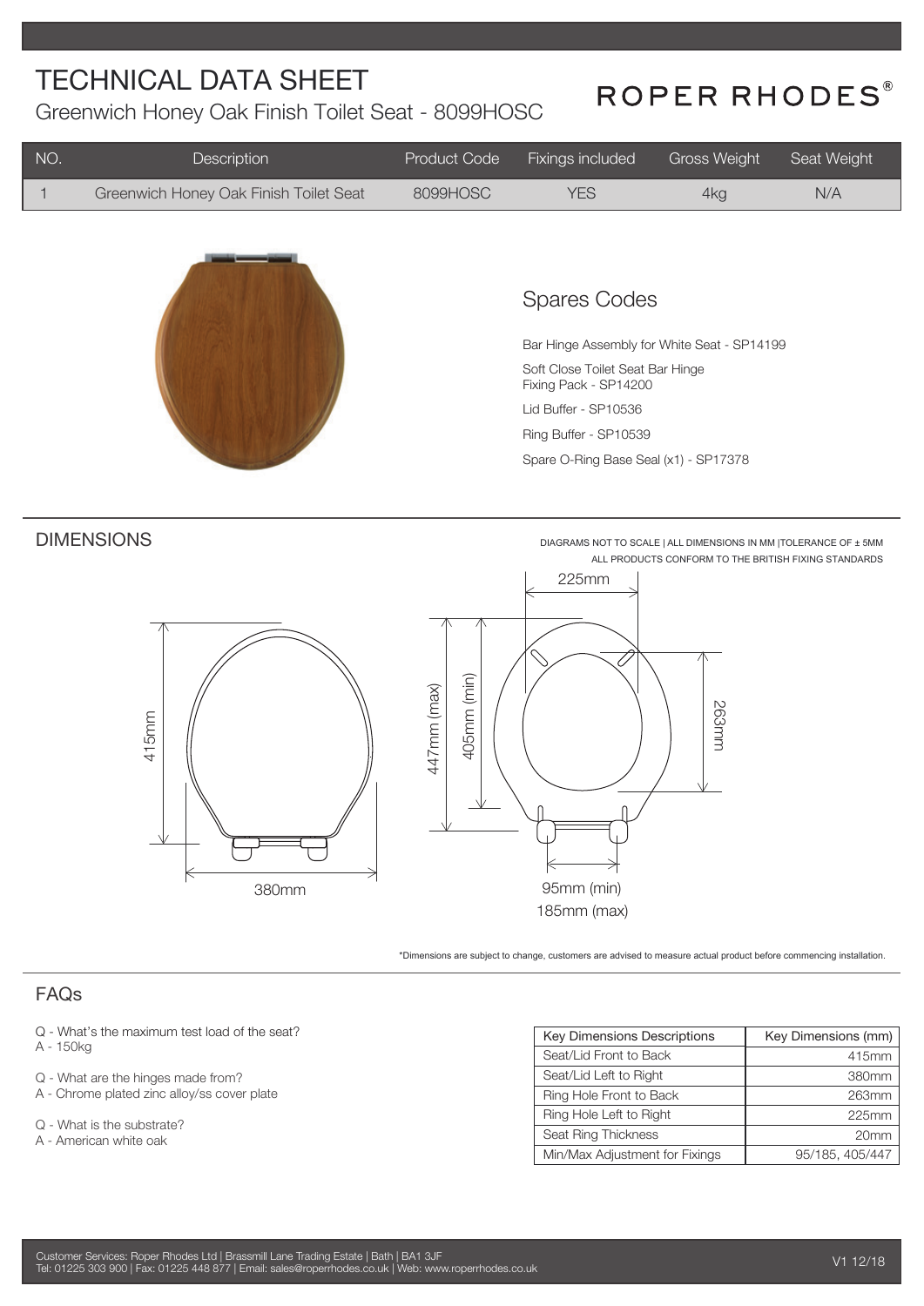# TECHNICAL DATA SHEET

Greenwich Honey Oak Finish Toilet Seat - 8099HOSC

ROPER RHODES®

| NO. | Description | Product Code | Fixings included | Gross Weight | Seat Weight |
|---|---|---|---|---|---|
| 1 | Greenwich Honey Oak Finish Toilet Seat | 8099HOSC | YES | 4kg | N/A |

## Spares Codes

Bar Hinge Assembly for White Seat - SP14199

Soft Close Toilet Seat Bar Hinge Fixing Pack - SP14200

Lid Buffer - SP10536

Ring Buffer - SP10539

Spare O-Ring Base Seal (x1) - SP17378

## DIMENSIONS

DIAGRAMS NOT TO SCALE | ALL DIMENSIONS IN MM |TOLERANCE OF ± 5MM
ALL PRODUCTS CONFORM TO THE BRITISH FIXING STANDARDS

415mm

380mm

225mm

447mm (max)

405mm (min)

263mm

95mm (min)

185mm (max)

*Dimensions are subject to change, customers are advised to measure actual product before commencing installation.

## FAQs

Q - What's the maximum test load of the seat?
A - 150kg

Q - What are the hinges made from?
A - Chrome plated zinc alloy/ss cover plate

Q - What is the substrate?
A - American white oak

| Key Dimensions Descriptions | Key Dimensions (mm) |
|---|---|
| Seat/Lid Front to Back | 415mm |
| Seat/Lid Left to Right | 380mm |
| Ring Hole Front to Back | 263mm |
| Ring Hole Left to Right | 225mm |
| Seat Ring Thickness | 20mm |
| Min/Max Adjustment for Fixings | 95/185, 405/447 |

Customer Services: Roper Rhodes Ltd | Brassmill Lane Trading Estate | Bath | BA1 3JF
Tel: 01225 303 900 | Fax: 01225 448 877 | Email: sales@roperrhodes.co.uk | Web: www.roperrhodes.co.uk

V1 12/18